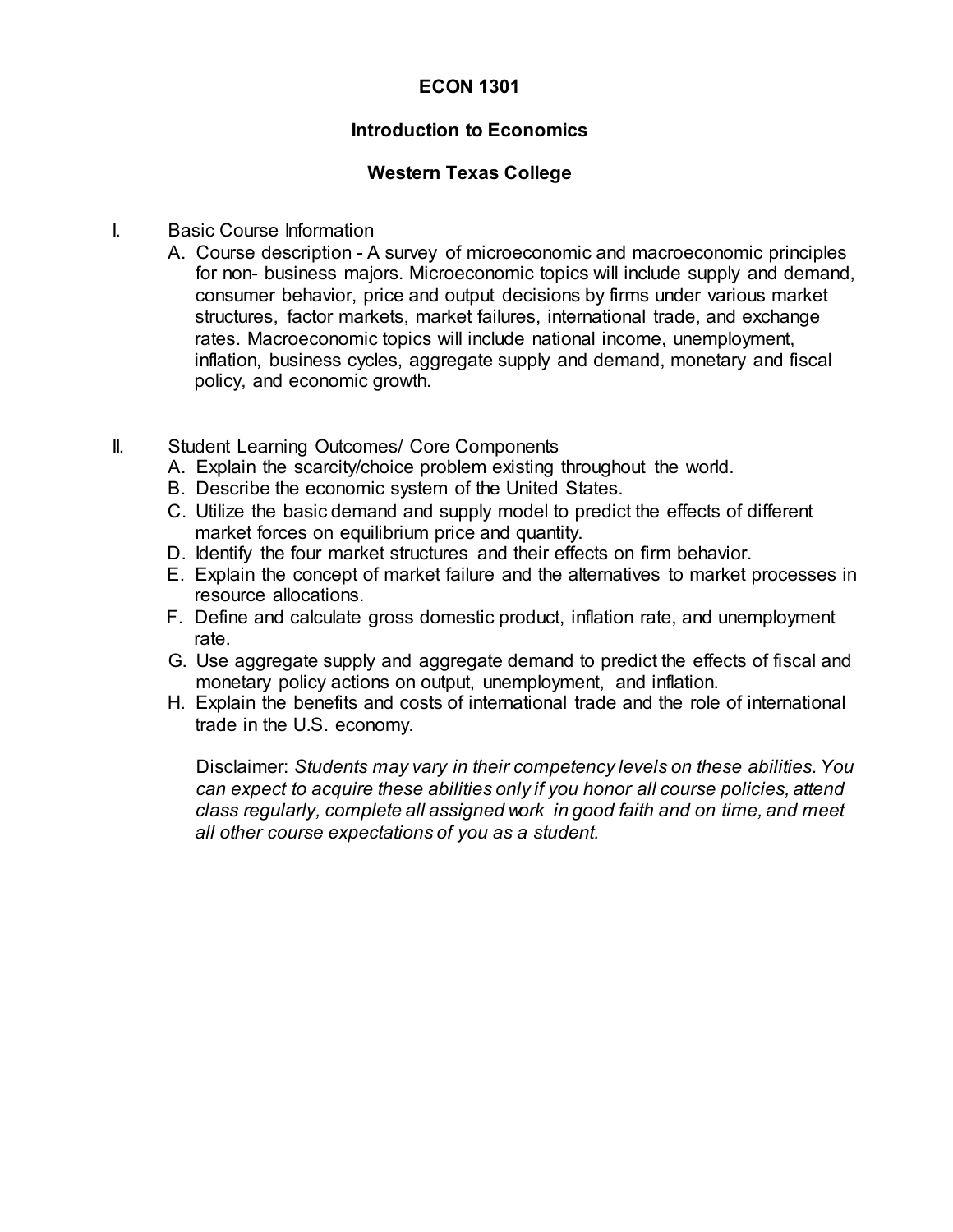# ECON 1301

## Introduction to Economics

## Western Texas College

I. Basic Course Information

A. Course description - A survey of microeconomic and macroeconomic principles for non- business majors. Microeconomic topics will include supply and demand, consumer behavior, price and output decisions by firms under various market structures, factor markets, market failures, international trade, and exchange rates. Macroeconomic topics will include national income, unemployment, inflation, business cycles, aggregate supply and demand, monetary and fiscal policy, and economic growth.

II. Student Learning Outcomes/ Core Components

A. Explain the scarcity/choice problem existing throughout the world.
B. Describe the economic system of the United States.
C. Utilize the basic demand and supply model to predict the effects of different market forces on equilibrium price and quantity.
D. Identify the four market structures and their effects on firm behavior.
E. Explain the concept of market failure and the alternatives to market processes in resource allocations.
F. Define and calculate gross domestic product, inflation rate, and unemployment rate.
G. Use aggregate supply and aggregate demand to predict the effects of fiscal and monetary policy actions on output, unemployment, and inflation.
H. Explain the benefits and costs of international trade and the role of international trade in the U.S. economy.

Disclaimer: *Students may vary in their competency levels on these abilities. You can expect to acquire these abilities only if you honor all course policies, attend class regularly, complete all assigned work in good faith and on time, and meet all other course expectations of you as a student.*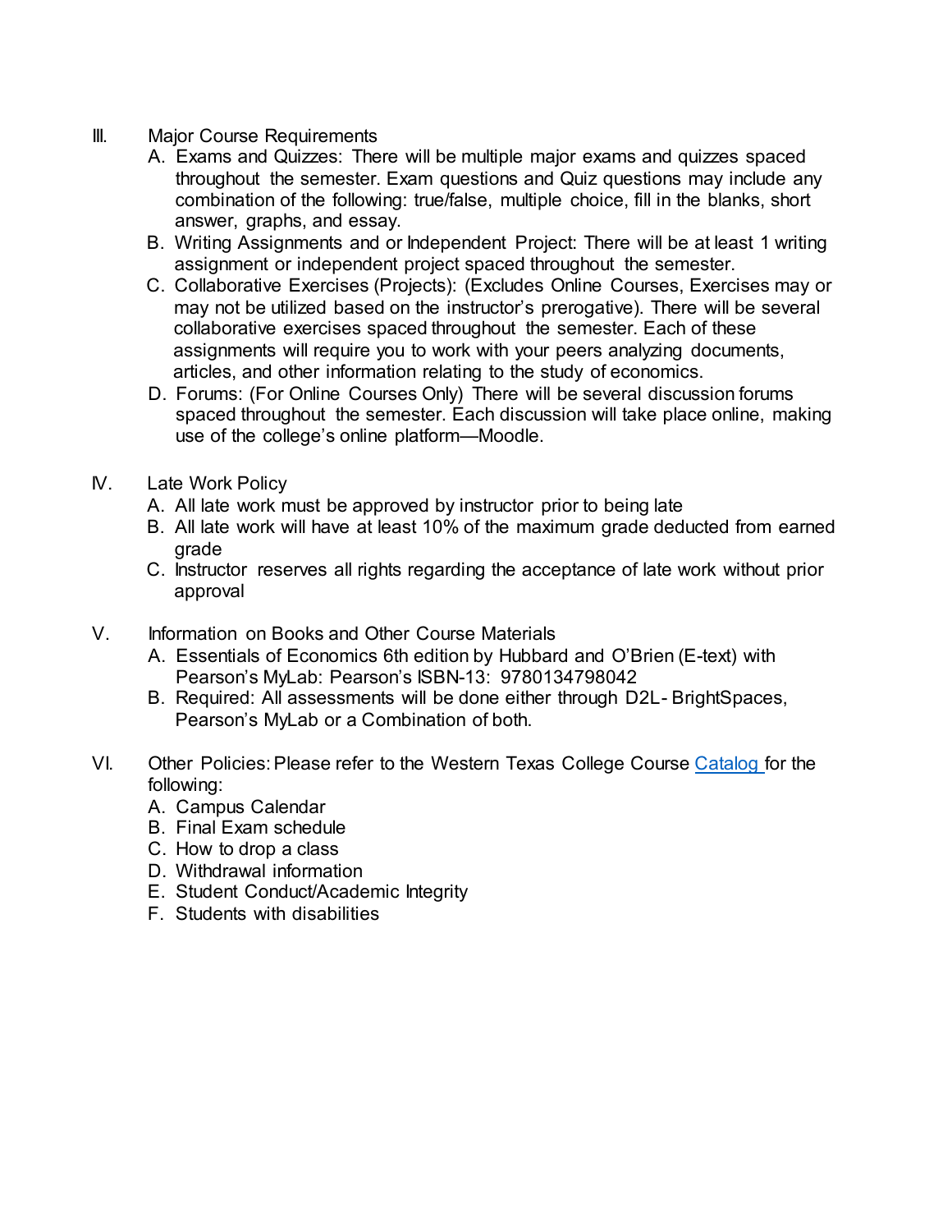III. Major Course Requirements

A. Exams and Quizzes: There will be multiple major exams and quizzes spaced throughout the semester. Exam questions and Quiz questions may include any combination of the following: true/false, multiple choice, fill in the blanks, short answer, graphs, and essay.

B. Writing Assignments and or Independent Project: There will be at least 1 writing assignment or independent project spaced throughout the semester.

C. Collaborative Exercises (Projects): (Excludes Online Courses, Exercises may or may not be utilized based on the instructor's prerogative). There will be several collaborative exercises spaced throughout the semester. Each of these assignments will require you to work with your peers analyzing documents, articles, and other information relating to the study of economics.

D. Forums: (For Online Courses Only) There will be several discussion forums spaced throughout the semester. Each discussion will take place online, making use of the college's online platform—Moodle.

IV. Late Work Policy

A. All late work must be approved by instructor prior to being late

B. All late work will have at least 10% of the maximum grade deducted from earned grade

C. Instructor reserves all rights regarding the acceptance of late work without prior approval

V. Information on Books and Other Course Materials

A. Essentials of Economics 6th edition by Hubbard and O'Brien (E-text) with Pearson's MyLab: Pearson's ISBN-13: 9780134798042

B. Required: All assessments will be done either through D2L- BrightSpaces, Pearson's MyLab or a Combination of both.

VI. Other Policies: Please refer to the Western Texas College Course Catalog for the following:

A. Campus Calendar

B. Final Exam schedule

C. How to drop a class

D. Withdrawal information

E. Student Conduct/Academic Integrity

F. Students with disabilities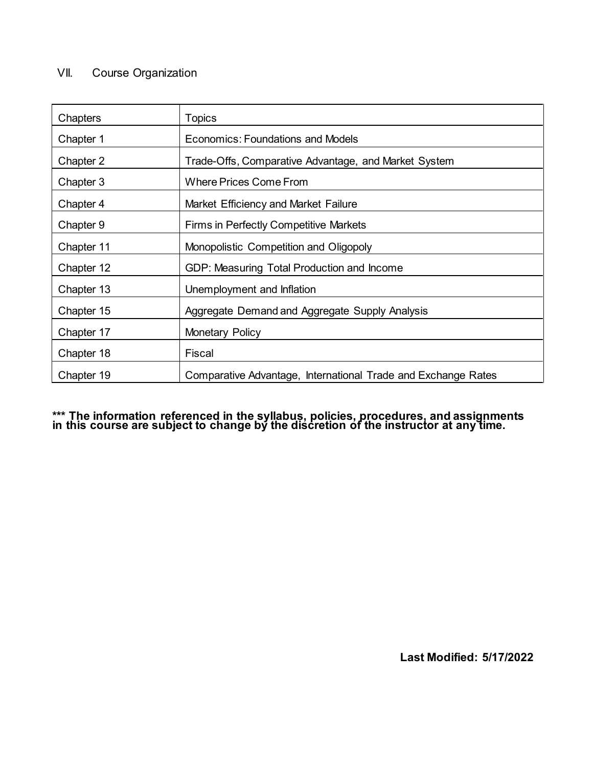## VII. Course Organization

| Chapters | Topics |
| --- | --- |
| Chapter 1 | Economics: Foundations and Models |
| Chapter 2 | Trade-Offs, Comparative Advantage, and Market System |
| Chapter 3 | Where Prices Come From |
| Chapter 4 | Market Efficiency and Market Failure |
| Chapter 9 | Firms in Perfectly Competitive Markets |
| Chapter 11 | Monopolistic Competition and Oligopoly |
| Chapter 12 | GDP: Measuring Total Production and Income |
| Chapter 13 | Unemployment and Inflation |
| Chapter 15 | Aggregate Demand and Aggregate Supply Analysis |
| Chapter 17 | Monetary Policy |
| Chapter 18 | Fiscal |
| Chapter 19 | Comparative Advantage, International Trade and Exchange Rates |

**\*\*\* The information referenced in the syllabus, policies, procedures, and assignments in this course are subject to change by the discretion of the instructor at any time.**

**Last Modified: 5/17/2022**